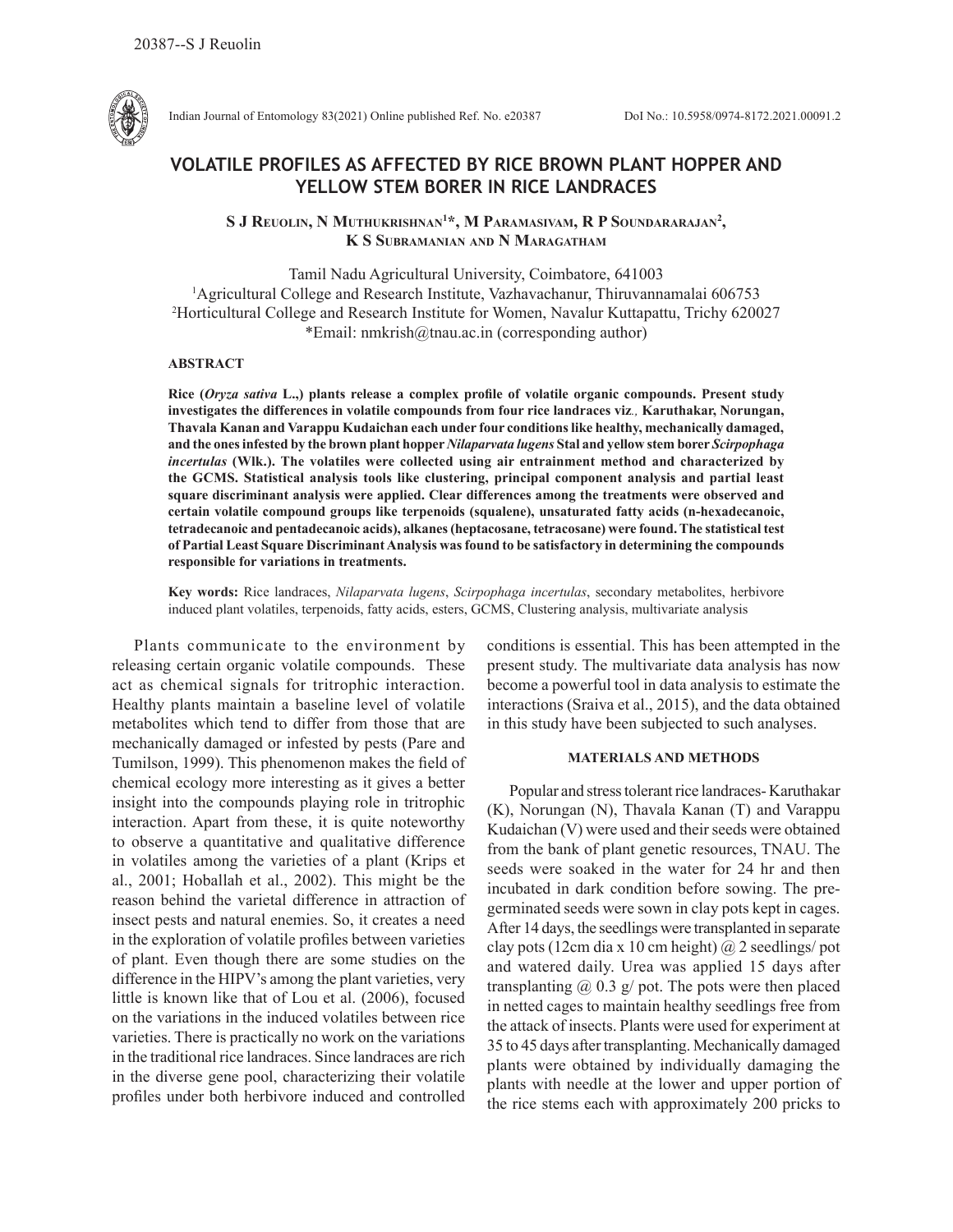# VOLATILE PROFILES AS AFFECTED BY RICE BROWN PLANT HOPPER AND YELLOW STEM BORER IN RICE LANDRACES

**S J Reuolin, N Muthukrishnan[1]\*, M Paramasivam, R P Soundararajan[2], K S Subramanian and N Maragatham**

Tamil Nadu Agricultural University, Coimbatore, 641003
[1]Agricultural College and Research Institute, Vazhavachanur, Thiruvannamalai 606753
[2]Horticultural College and Research Institute for Women, Navalur Kuttapattu, Trichy 620027
\*Email: nmkrish@tnau.ac.in (corresponding author)

## ABSTRACT

**Rice (*Oryza sativa* L.,) plants release a complex profile of volatile organic compounds. Present study investigates the differences in volatile compounds from four rice landraces viz., Karuthakar, Norungan, Thavala Kanan and Varappu Kudaichan each under four conditions like healthy, mechanically damaged, and the ones infested by the brown plant hopper *Nilaparvata lugens* Stal and yellow stem borer *Scirpophaga incertulas* (Wlk.). The volatiles were collected using air entrainment method and characterized by the GCMS. Statistical analysis tools like clustering, principal component analysis and partial least square discriminant analysis were applied. Clear differences among the treatments were observed and certain volatile compound groups like terpenoids (squalene), unsaturated fatty acids (n-hexadecanoic, tetradecanoic and pentadecanoic acids), alkanes (heptacosane, tetracosane) were found. The statistical test of Partial Least Square Discriminant Analysis was found to be satisfactory in determining the compounds responsible for variations in treatments.**

**Key words:** Rice landraces, *Nilaparvata lugens*, *Scirpophaga incertulas*, secondary metabolites, herbivore induced plant volatiles, terpenoids, fatty acids, esters, GCMS, Clustering analysis, multivariate analysis

Plants communicate to the environment by releasing certain organic volatile compounds. These act as chemical signals for tritrophic interaction. Healthy plants maintain a baseline level of volatile metabolites which tend to differ from those that are mechanically damaged or infested by pests (Pare and Tumilson, 1999). This phenomenon makes the field of chemical ecology more interesting as it gives a better insight into the compounds playing role in tritrophic interaction. Apart from these, it is quite noteworthy to observe a quantitative and qualitative difference in volatiles among the varieties of a plant (Krips et al., 2001; Hoballah et al., 2002). This might be the reason behind the varietal difference in attraction of insect pests and natural enemies. So, it creates a need in the exploration of volatile profiles between varieties of plant. Even though there are some studies on the difference in the HIPV's among the plant varieties, very little is known like that of Lou et al. (2006), focused on the variations in the induced volatiles between rice varieties. There is practically no work on the variations in the traditional rice landraces. Since landraces are rich in the diverse gene pool, characterizing their volatile profiles under both herbivore induced and controlled conditions is essential. This has been attempted in the present study. The multivariate data analysis has now become a powerful tool in data analysis to estimate the interactions (Sraiva et al., 2015), and the data obtained in this study have been subjected to such analyses.

## MATERIALS AND METHODS

Popular and stress tolerant rice landraces- Karuthakar (K), Norungan (N), Thavala Kanan (T) and Varappu Kudaichan (V) were used and their seeds were obtained from the bank of plant genetic resources, TNAU. The seeds were soaked in the water for 24 hr and then incubated in dark condition before sowing. The pre-germinated seeds were sown in clay pots kept in cages. After 14 days, the seedlings were transplanted in separate clay pots (12cm dia x 10 cm height) @ 2 seedlings/ pot and watered daily. Urea was applied 15 days after transplanting @ 0.3 g/ pot. The pots were then placed in netted cages to maintain healthy seedlings free from the attack of insects. Plants were used for experiment at 35 to 45 days after transplanting. Mechanically damaged plants were obtained by individually damaging the plants with needle at the lower and upper portion of the rice stems each with approximately 200 pricks to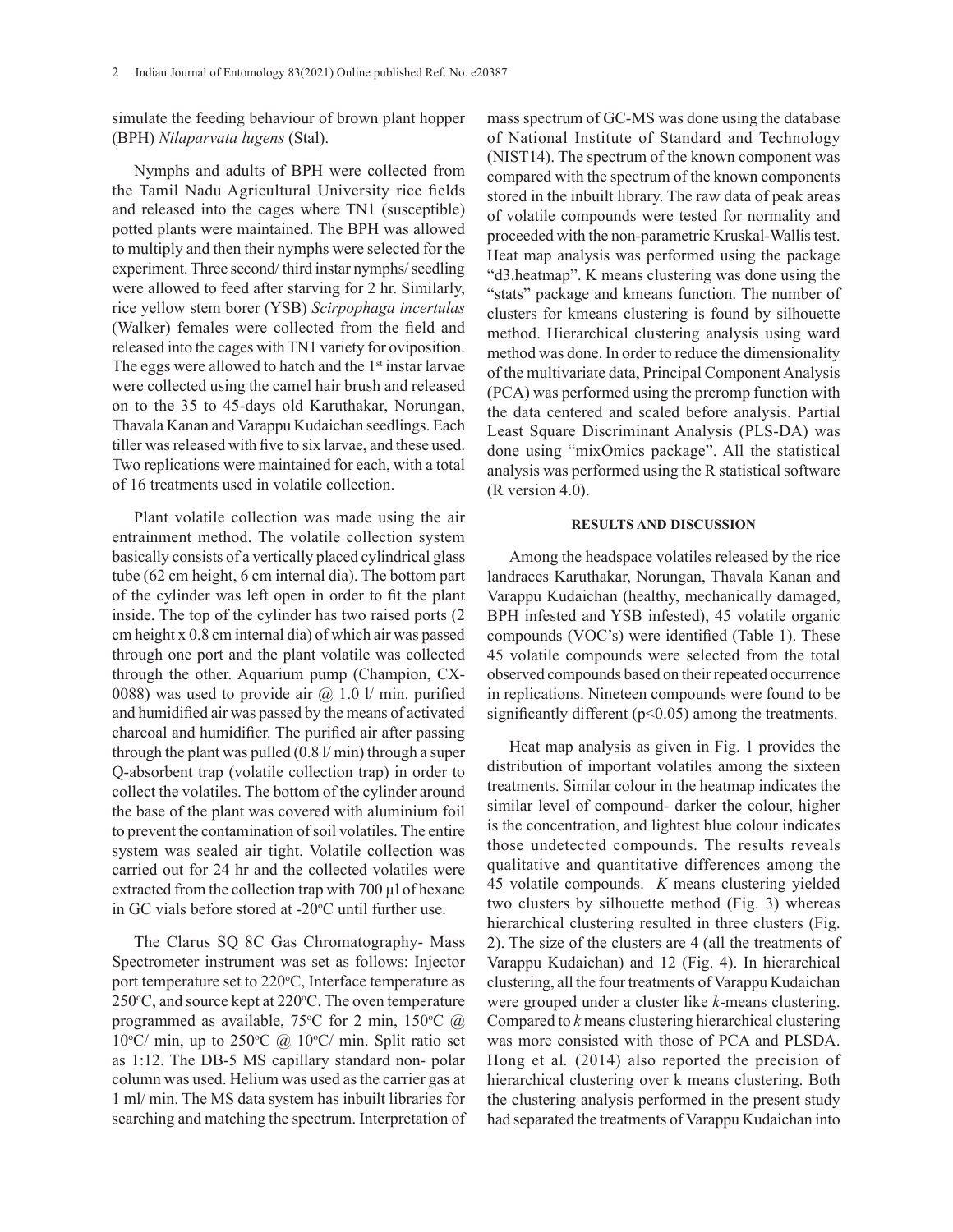simulate the feeding behaviour of brown plant hopper (BPH) *Nilaparvata lugens* (Stal).

Nymphs and adults of BPH were collected from the Tamil Nadu Agricultural University rice fields and released into the cages where TN1 (susceptible) potted plants were maintained. The BPH was allowed to multiply and then their nymphs were selected for the experiment. Three second/ third instar nymphs/ seedling were allowed to feed after starving for 2 hr. Similarly, rice yellow stem borer (YSB) *Scirpophaga incertulas* (Walker) females were collected from the field and released into the cages with TN1 variety for oviposition. The eggs were allowed to hatch and the 1st instar larvae were collected using the camel hair brush and released on to the 35 to 45-days old Karuthakar, Norungan, Thavala Kanan and Varappu Kudaichan seedlings. Each tiller was released with five to six larvae, and these used. Two replications were maintained for each, with a total of 16 treatments used in volatile collection.

Plant volatile collection was made using the air entrainment method. The volatile collection system basically consists of a vertically placed cylindrical glass tube (62 cm height, 6 cm internal dia). The bottom part of the cylinder was left open in order to fit the plant inside. The top of the cylinder has two raised ports (2 cm height x 0.8 cm internal dia) of which air was passed through one port and the plant volatile was collected through the other. Aquarium pump (Champion, CX-0088) was used to provide air @ 1.0 l/ min. purified and humidified air was passed by the means of activated charcoal and humidifier. The purified air after passing through the plant was pulled (0.8 l/ min) through a super Q-absorbent trap (volatile collection trap) in order to collect the volatiles. The bottom of the cylinder around the base of the plant was covered with aluminium foil to prevent the contamination of soil volatiles. The entire system was sealed air tight. Volatile collection was carried out for 24 hr and the collected volatiles were extracted from the collection trap with 700 µl of hexane in GC vials before stored at -20°C until further use.

The Clarus SQ 8C Gas Chromatography- Mass Spectrometer instrument was set as follows: Injector port temperature set to 220°C, Interface temperature as 250°C, and source kept at 220°C. The oven temperature programmed as available, 75°C for 2 min, 150°C @ 10°C/ min, up to 250°C @ 10°C/ min. Split ratio set as 1:12. The DB-5 MS capillary standard non- polar column was used. Helium was used as the carrier gas at 1 ml/ min. The MS data system has inbuilt libraries for searching and matching the spectrum. Interpretation of mass spectrum of GC-MS was done using the database of National Institute of Standard and Technology (NIST14). The spectrum of the known component was compared with the spectrum of the known components stored in the inbuilt library. The raw data of peak areas of volatile compounds were tested for normality and proceeded with the non-parametric Kruskal-Wallis test. Heat map analysis was performed using the package "d3.heatmap". K means clustering was done using the "stats" package and kmeans function. The number of clusters for kmeans clustering is found by silhouette method. Hierarchical clustering analysis using ward method was done. In order to reduce the dimensionality of the multivariate data, Principal Component Analysis (PCA) was performed using the prcromp function with the data centered and scaled before analysis. Partial Least Square Discriminant Analysis (PLS-DA) was done using "mixOmics package". All the statistical analysis was performed using the R statistical software (R version 4.0).

## RESULTS AND DISCUSSION

Among the headspace volatiles released by the rice landraces Karuthakar, Norungan, Thavala Kanan and Varappu Kudaichan (healthy, mechanically damaged, BPH infested and YSB infested), 45 volatile organic compounds (VOC's) were identified (Table 1). These 45 volatile compounds were selected from the total observed compounds based on their repeated occurrence in replications. Nineteen compounds were found to be significantly different ($p<0.05$) among the treatments.

Heat map analysis as given in Fig. 1 provides the distribution of important volatiles among the sixteen treatments. Similar colour in the heatmap indicates the similar level of compound- darker the colour, higher is the concentration, and lightest blue colour indicates those undetected compounds. The results reveals qualitative and quantitative differences among the 45 volatile compounds. *K* means clustering yielded two clusters by silhouette method (Fig. 3) whereas hierarchical clustering resulted in three clusters (Fig. 2). The size of the clusters are 4 (all the treatments of Varappu Kudaichan) and 12 (Fig. 4). In hierarchical clustering, all the four treatments of Varappu Kudaichan were grouped under a cluster like *k*-means clustering. Compared to *k* means clustering hierarchical clustering was more consisted with those of PCA and PLSDA. Hong et al. (2014) also reported the precision of hierarchical clustering over k means clustering. Both the clustering analysis performed in the present study had separated the treatments of Varappu Kudaichan into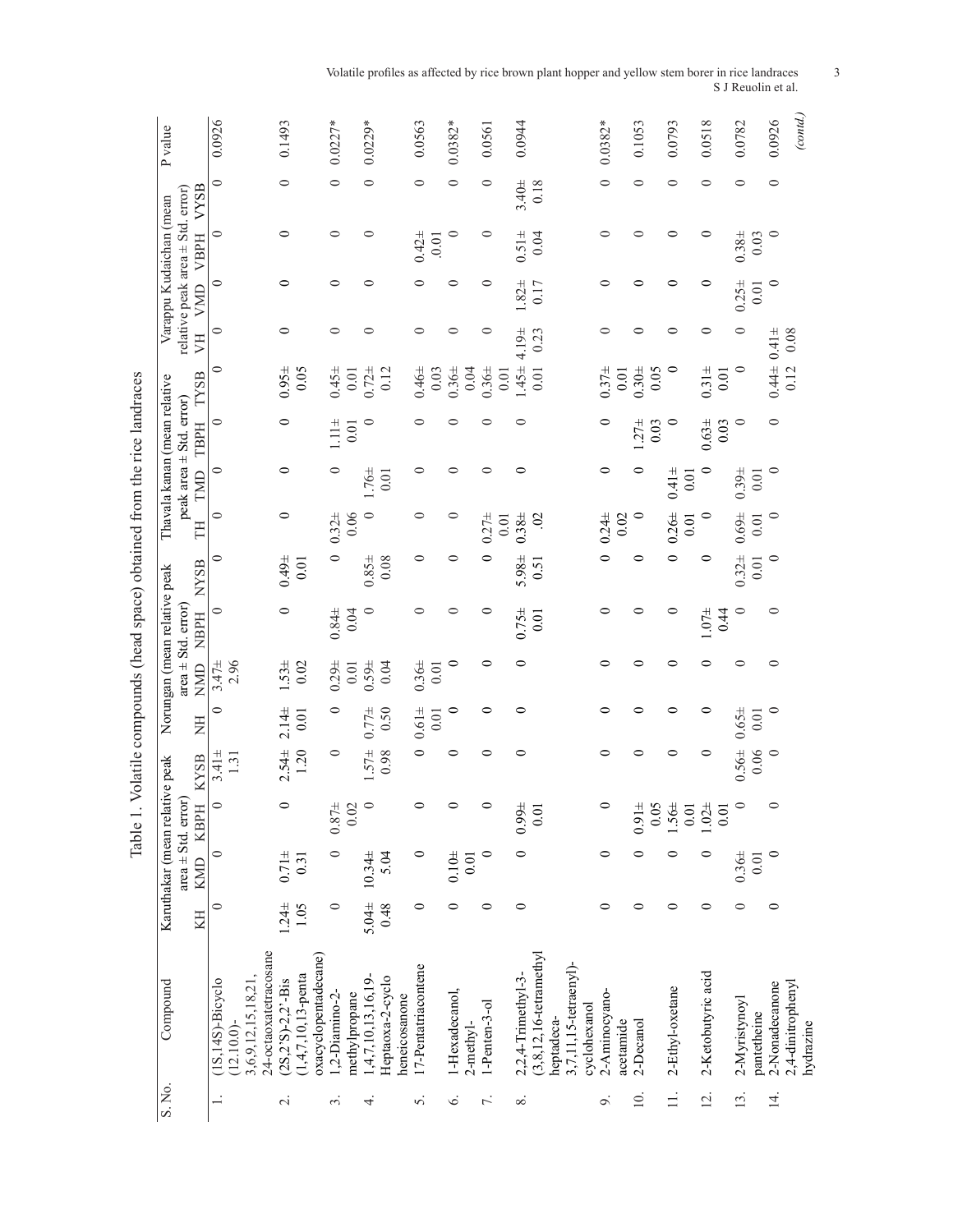Table 1. Volatile compounds (head space) obtained from the rice landraces

| S. No. | Compound | Karuthakar (mean relative peak area ± Std. error) | | | | Norungan (mean relative peak area ± Std. error) | | | | Thavala kanan (mean relative peak area ± Std. error) | | | | Varappu Kudaichan (mean relative peak area ± Std. error) | | | | P value |
|---|---|---|---|---|---|---|---|---|---|---|---|---|---|---|---|---|---|---|
| | | KH | KMD | KBPH | KYSB | NH | NMD | NBPH | NYSB | TH | TMD | TBPH | TYSB | VH | VMD | VBPH | VYSB | |
| 1. | (1S,14S)-Bicyclo (12.10.0)-3,6,9,12,15,18,21,24-octaoxatetracosane | 0 | 0 | 0 | 3.41± 1.31 | 0 | 3.47± 2.96 | 0 | 0 | 0 | 0 | 0 | 0 | 0 | 0 | 0 | 0 | 0.0926 |
| 2. | (2S,2'S)-2,2'-Bis (1,4,7,10,13-penta oxacyclopentadecane) | 1.24± 1.05 | 0.71± 0.31 | 0 | 2.54± 1.20 | 2.14± 0.01 | 1.53± 0.02 | 0 | 0.49± 0.01 | 0 | 0 | 0 | 0.95± 0.05 | 0 | 0 | 0 | 0 | 0.1493 |
| 3. | 1,2-Diamino-2-methylpropane | 0 | 0 | 0.87± 0.02 | 0 | 0 | 0.29± 0.01 | 0.84± 0.04 | 0 | 0.32± 0.06 | 0 | 1.11± 0.01 | 0.45± 0.01 | 0 | 0 | 0 | 0 | 0.0227* |
| 4. | 1,4,7,10,13,16,19-Heptaoxa-2-cyclo heneicosanone | 5.04± 0.48 | 10.34± 5.04 | 0 | 1.57± 0.98 | 0.77± 0.50 | 0.59± 0.04 | 0 | 0.85± 0.08 | 0 | 1.76± 0.01 | 0 | 0.72± 0.12 | 0 | 0 | 0 | 0 | 0.0229* |
| 5. | 17-Pentatriacontene | 0 | 0 | 0 | 0 | 0.61± 0.01 | 0.36± 0.01 | 0 | 0 | 0 | 0 | 0 | 0.46± 0.03 | 0 | 0 | 0.42± .01 | 0 | 0.0563 |
| 6. | 1-Hexadecanol, 2-methyl- | 0 | 0.10± 0.01 | 0 | 0 | 0 | 0 | 0 | 0 | 0 | 0 | 0 | 0.36± 0.04 | 0 | 0 | 0 | 0 | 0.0382* |
| 7. | 1-Penten-3-ol | 0 | 0 | 0 | 0 | 0 | 0 | 0 | 0 | 0.27± 0.01 | 0 | 0 | 0.36± 0.01 | 0 | 0 | 0 | 0 | 0.0561 |
| 8. | 2,2,4-Trimethyl-3-(3,8,12,16-tetramethyl heptadeca-3,7,11,15-tetraenyl)-cyclohexanol | 0 | 0 | 0.99± 0.01 | 0 | 0 | 0 | 0.75± 0.01 | 5.98± 0.51 | 0.38± .02 | 0 | 0 | 1.45± 0.01 | 4.19± 0.23 | 1.82± 0.17 | 0.51± 0.04 | 3.40± 0.18 | 0.0944 |
| 9. | 2-Aminocyano-acetamide | 0 | 0 | 0 | 0 | 0 | 0 | 0 | 0 | 0.24± 0.02 | 0 | 0 | 0.37± 0.01 | 0 | 0 | 0 | 0 | 0.0382* |
| 10. | 2-Decanol | 0 | 0 | 0.91± 0.05 | 0 | 0 | 0 | 0 | 0 | 0 | 0 | 1.27± 0.03 | 0.30± 0.05 | 0 | 0 | 0 | 0 | 0.1053 |
| 11. | 2-Ethyl-oxetane | 0 | 0 | 1.56± 0.01 | 0 | 0 | 0 | 0 | 0 | 0.26± 0.01 | 0.41± 0.01 | 0 | 0 | 0 | 0 | 0 | 0 | 0.0793 |
| 12. | 2-Ketobutyric acid | 0 | 0 | 1.02± 0.01 | 0 | 0 | 0 | 1.07± 0.44 | 0 | 0 | 0 | 0.63± 0.03 | 0.31± 0.01 | 0 | 0 | 0 | 0 | 0.0518 |
| 13. | 2-Myristynoyl pantetheine | 0 | 0.36± 0.01 | 0 | 0.56± 0.06 | 0.65± 0.01 | 0 | 0 | 0.32± 0.01 | 0.69± 0.01 | 0.39± 0.01 | 0 | 0 | 0 | 0.25± 0.01 | 0.38± 0.03 | 0 | 0.0782 |
| 14. | 2-Nonadecanone 2,4-dinitrophenyl hydrazine | 0 | 0 | 0 | 0 | 0 | 0 | 0 | 0 | 0 | 0 | 0 | 0.44± 0.12 | 0.41± 0.08 | 0 | 0 | 0 | 0.0926 |

*(contd.)*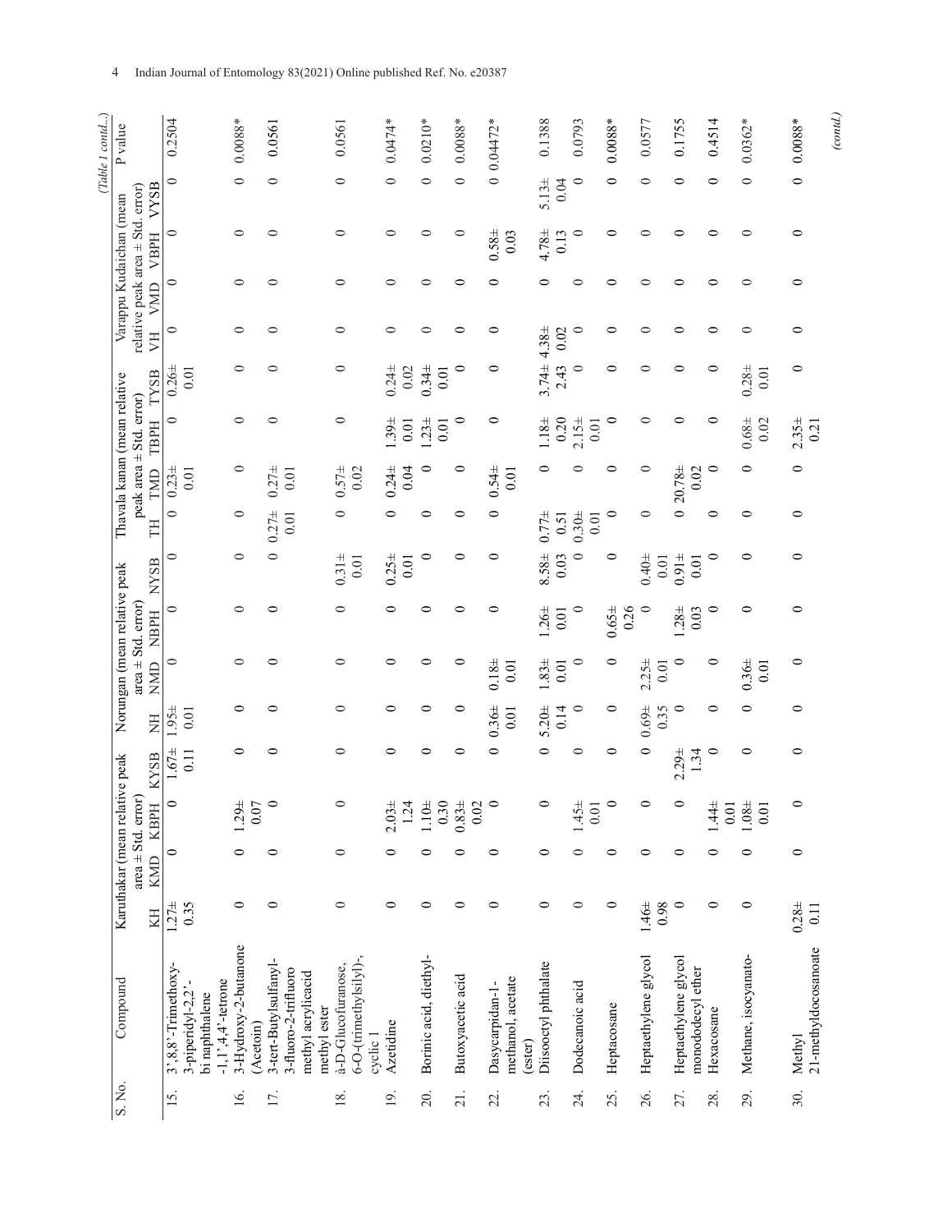(Table 1 contd..)

| S. No. | Compound | Karuthakar (mean relative peak area ± Std. error) | | | | Norungan (mean relative peak area ± Std. error) | | | | Thavala kanan (mean relative peak area ± Std. error) | | | | Varappu Kudaichan (mean relative peak area ± Std. error) | | | | P value |
|---|---|---|---|---|---|---|---|---|---|---|---|---|---|---|---|---|---|---|
| | | KH | KMD | KBPH | KYSB | NH | NMD | NBPH | NYSB | TH | TMD | TBPH | TYSB | VH | VMD | VBPH | VYSB | |
| 15. | 3',8,8'-Trimethoxy-3-piperidyl-2,2'-bi naphthalene -1,1',4,4'-tetrone | 1.27± 0.35 | 0 | 0 | 1.67± 0.11 | 1.95± 0.01 | 0 | 0 | 0 | 0 | 0.23± 0.01 | 0 | 0.26± 0.01 | 0 | 0 | 0 | 0 | 0.2504 |
| 16. | 3-Hydroxy-2-butanone (Acetoin) | 0 | 0 | 1.29± 0.07 | 0 | 0 | 0 | 0 | 0 | 0 | 0 | 0 | 0 | 0 | 0 | 0 | 0 | 0.0088* |
| 17. | 3-tert-Butylsulfanyl-3-fluoro-2-trifluoro methyl acrylicacid methyl ester | 0 | 0 | 0 | 0 | 0 | 0 | 0 | 0 | 0.27± 0.01 | 0.27± 0.01 | 0 | 0 | 0 | 0 | 0 | 0 | 0.0561 |
| 18. | à-D-Glucofuranose, 6-O-(trimethylsilyl)-, cyclic 1 | 0 | 0 | 0 | 0 | 0 | 0 | 0 | 0.31± 0.01 | 0 | 0.57± 0.02 | 0 | 0 | 0 | 0 | 0 | 0 | 0.0561 |
| 19. | Azetidine | 0 | 0 | 2.03± 1.24 | 0 | 0 | 0 | 0 | 0.25± 0.01 | 0 | 0.24± 0.04 | 1.39± 0.01 | 0.24± 0.02 | 0 | 0 | 0 | 0 | 0.0474* |
| 20. | Borinic acid, diethyl- | 0 | 0 | 1.10± 0.30 | 0 | 0 | 0 | 0 | 0 | 0 | 0 | 1.23± 0.01 | 0.34± 0.01 | 0 | 0 | 0 | 0 | 0.0210* |
| 21. | Butoxyacetic acid | 0 | 0 | 0.83± 0.02 | 0 | 0 | 0 | 0 | 0 | 0 | 0 | 0 | 0 | 0 | 0 | 0 | 0 | 0.0088* |
| 22. | Dasycarpidan-1-methanol, acetate (ester) | 0 | 0 | 0 | 0 | 0.36± 0.01 | 0.18± 0.01 | 0 | 0 | 0 | 0.54± 0.01 | 0 | 0 | 0 | 0 | 0.58± 0.03 | 0 | 0.04472* |
| 23. | Diisooctyl phthalate | 0 | 0 | 0 | 0 | 5.20± 0.14 | 1.83± 0.01 | 1.26± 0.01 | 8.58± 0.03 | 0.77± 0.51 | 0 | 1.18± 0.20 | 3.74± 2.43 | 4.38± 0.02 | 0 | 4.78± 0.13 | 5.13± 0.04 | 0.1388 |
| 24. | Dodecanoic acid | 0 | 0 | 1.45± 0.01 | 0 | 0 | 0 | 0 | 0 | 0.30± 0.01 | 0 | 2.15± 0.01 | 0 | 0 | 0 | 0 | 0 | 0.0793 |
| 25. | Heptacosane | 0 | 0 | 0 | 0 | 0 | 0 | 0.65± 0.26 | 0 | 0 | 0 | 0 | 0 | 0 | 0 | 0 | 0 | 0.0088* |
| 26. | Heptaethylene glycol | 1.46± 0.98 | 0 | 0 | 0 | 0.69± 0.35 | 2.25± 0.01 | 0 | 0.40± 0.01 | 0 | 0 | 0 | 0 | 0 | 0 | 0 | 0 | 0.0577 |
| 27. | Heptaethylene glycol monododecyl ether | 0 | 0 | 0 | 2.29± 1.34 | 0 | 0 | 1.28± 0.03 | 0.91± 0.01 | 0 | 20.78± 0.02 | 0 | 0 | 0 | 0 | 0 | 0 | 0.1755 |
| 28. | Hexacosane | 0 | 0 | 1.44± 0.01 | 0 | 0 | 0 | 0 | 0 | 0 | 0 | 0 | 0 | 0 | 0 | 0 | 0 | 0.4514 |
| 29. | Methane, isocyanato- | 0 | 0 | 1.08± 0.01 | 0 | 0 | 0.36± 0.01 | 0 | 0 | 0 | 0 | 0.68± 0.02 | 0.28± 0.01 | 0 | 0 | 0 | 0 | 0.0362* |
| 30. | Methyl 21-methyldocosanoate | 0.28± 0.11 | 0 | 0 | 0 | 0 | 0 | 0 | 0 | 0 | 0 | 2.35± 0.21 | 0 | 0 | 0 | 0 | 0 | 0.0088* |

(contd.)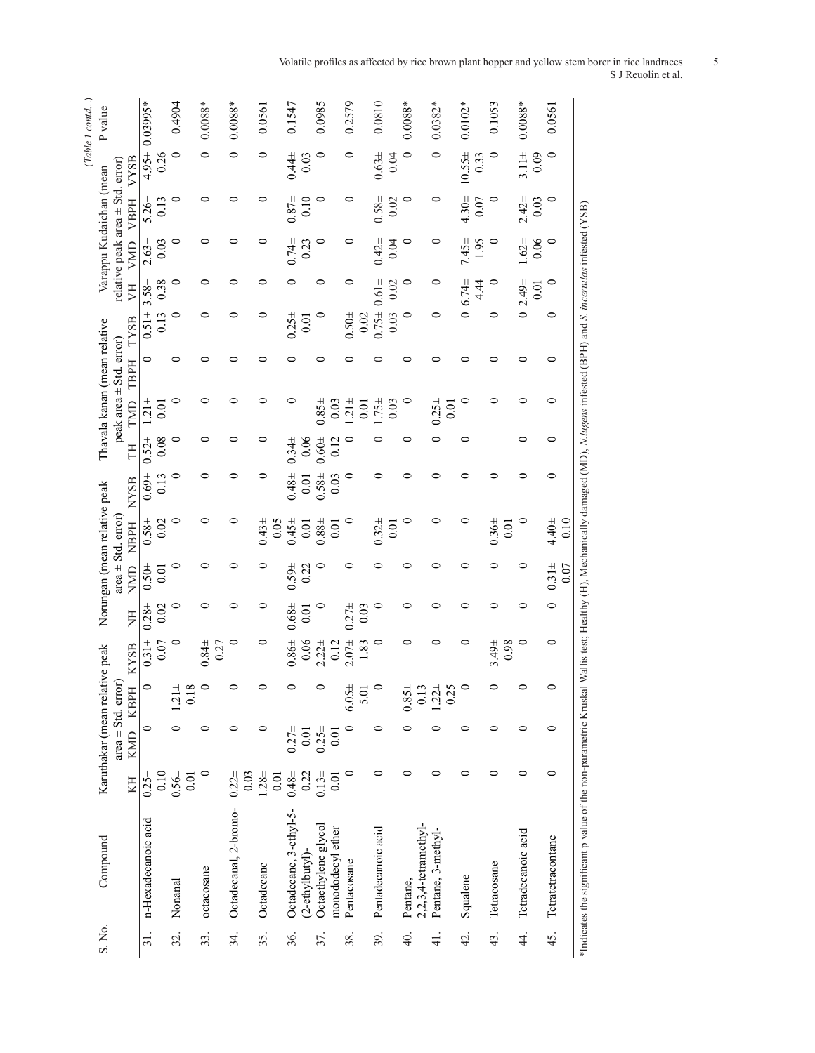*(Table 1 contd..)*

| S. No. | Compound | Karuthakar (mean relative peak area ± Std. error) | | | | Norungan (mean relative peak area ± Std. error) | | | | Thavala kanan (mean relative peak area ± Std. error) | | | | Varappu Kudaichan (mean relative peak area ± Std. error) | | | | P value |
|---|---|---|---|---|---|---|---|---|---|---|---|---|---|---|---|---|---|---|
| | | KH | KMD | KBPH | KYSB | NH | NMD | NBPH | NYSB | TH | TMD | TBPH | TYSB | VH | VMD | VBPH | VYSB | |
| 31. | n-Hexadecanoic acid | 0.25± 0.10 | 0 | 0 | 0.31± 0.07 | 0.28± 0.02 | 0.50± 0.01 | 0.58± 0.02 | 0.69± 0.13 | 0.52± 0.08 | 1.21± 0.01 | 0 | 0.51± 0.13 | 3.58± 0.38 | 2.63± 0.03 | 5.26± 0.13 | 4.95± 0.26 | 0.03995* |
| 32. | Nonanal | 0.56± 0.01 | 0 | 1.21± 0.18 | 0 | 0 | 0 | 0 | 0 | 0 | 0 | 0 | 0 | 0 | 0 | 0 | 0 | 0.4904 |
| 33. | octacosane | 0 | 0 | 0 | 0.84± 0.27 | 0 | 0 | 0 | 0 | 0 | 0 | 0 | 0 | 0 | 0 | 0 | 0 | 0.0088* |
| 34. | Octadecanal, 2-bromo- | 0.22± 0.03 | 0 | 0 | 0 | 0 | 0 | 0 | 0 | 0 | 0 | 0 | 0 | 0 | 0 | 0 | 0 | 0.0088* |
| 35. | Octadecane | 1.28± 0.01 | 0 | 0 | 0 | 0 | 0 | 0.43± 0.05 | 0 | 0 | 0 | 0 | 0 | 0 | 0 | 0 | 0 | 0.0561 |
| 36. | Octadecane, 3-ethyl-5-(2-ethylbutyl)- | 0.48± 0.22 | 0.27± 0.01 | 0 | 0.86± 0.06 | 0.68± 0.01 | 0.59± 0.22 | 0.45± 0.01 | 0.48± 0.01 | 0.34± 0.06 | 0 | 0 | 0.25± 0.01 | 0 | 0.74± 0.23 | 0.87± 0.10 | 0.44± 0.03 | 0.1547 |
| 37. | Octaethylene glycol monododecyl ether | 0.13± 0.01 | 0.25± 0.01 | 0 | 2.22± 0.12 | 0 | 0 | 0.88± 0.01 | 0.58± 0.03 | 0.60± 0.12 | 0.85± 0.03 | 0 | 0 | 0 | 0 | 0 | 0 | 0.0985 |
| 38. | Pentacosane | 0 | 0 | 6.05± 5.01 | 2.07± 1.83 | 0.27± 0.03 | 0 | 0 | 0 | 0 | 1.21± 0.01 | 0 | 0.50± 0.02 | 0 | 0 | 0 | 0 | 0.2579 |
| 39. | Pentadecanoic acid | 0 | 0 | 0 | 0 | 0 | 0 | 0.32± 0.01 | 0 | 0 | 1.75± 0.03 | 0 | 0.75± 0.03 | 0.61± 0.02 | 0.42± 0.04 | 0.58± 0.02 | 0.63± 0.04 | 0.0810 |
| 40. | Pentane, 2,2,3,4-tetramethyl- | 0 | 0 | 0.85± 0.13 | 0 | 0 | 0 | 0 | 0 | 0 | 0 | 0 | 0 | 0 | 0 | 0 | 0 | 0.0088* |
| 41. | Pentane, 3-methyl- | 0 | 0 | 1.22± 0.25 | 0 | 0 | 0 | 0 | 0 | 0 | 0.25± 0.01 | 0 | 0 | 0 | 0 | 0 | 0 | 0.0382* |
| 42. | Squalene | 0 | 0 | 0 | 0 | 0 | 0 | 0 | 0 | 0 | 0 | 0 | 0 | 6.74± 4.44 | 7.45± 1.95 | 4.30± 0.07 | 10.55± 0.33 | 0.0102* |
| 43. | Tetracosane | 0 | 0 | 0 | 3.49± 0.98 | 0 | 0 | 0.36± 0.01 | 0 | | 0 | 0 | 0 | 0 | 0 | 0 | 0 | 0.1053 |
| 44. | Tetradecanoic acid | 0 | 0 | 0 | 0 | 0 | 0 | 0 | 0 | 0 | 0 | 0 | 0 | 2.49± 0.01 | 1.62± 0.06 | 2.42± 0.03 | 3.11± 0.09 | 0.0088* |
| 45. | Tetratetracontane | 0 | 0 | 0 | 0 | 0 | 0.31± 0.07 | 4.40± 0.10 | 0 | 0 | 0 | 0 | 0 | 0 | 0 | 0 | 0 | 0.0561 |

*Indicates the significant p value of the non-parametric Kruskal Wallis test; Healthy (H), Mechanically damaged (MD), *N.lugens* infested (BPH) and *S. incertulas* infested (YSB)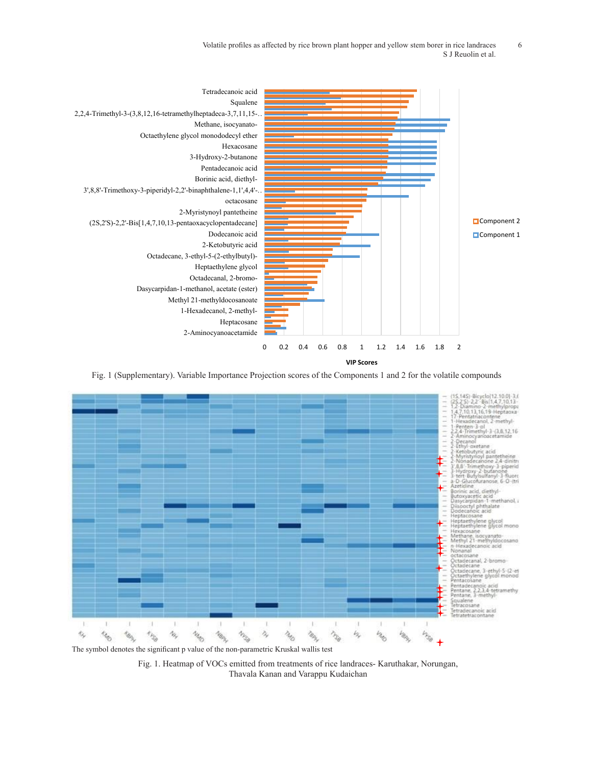Fig. 1 (Supplementary). Variable Importance Projection scores of the Components 1 and 2 for the volatile compounds

The symbol denotes the significant p value of the non-parametric Kruskal wallis test

Fig. 1. Heatmap of VOCs emitted from treatments of rice landraces- Karuthakar, Norungan, Thavala Kanan and Varappu Kudaichan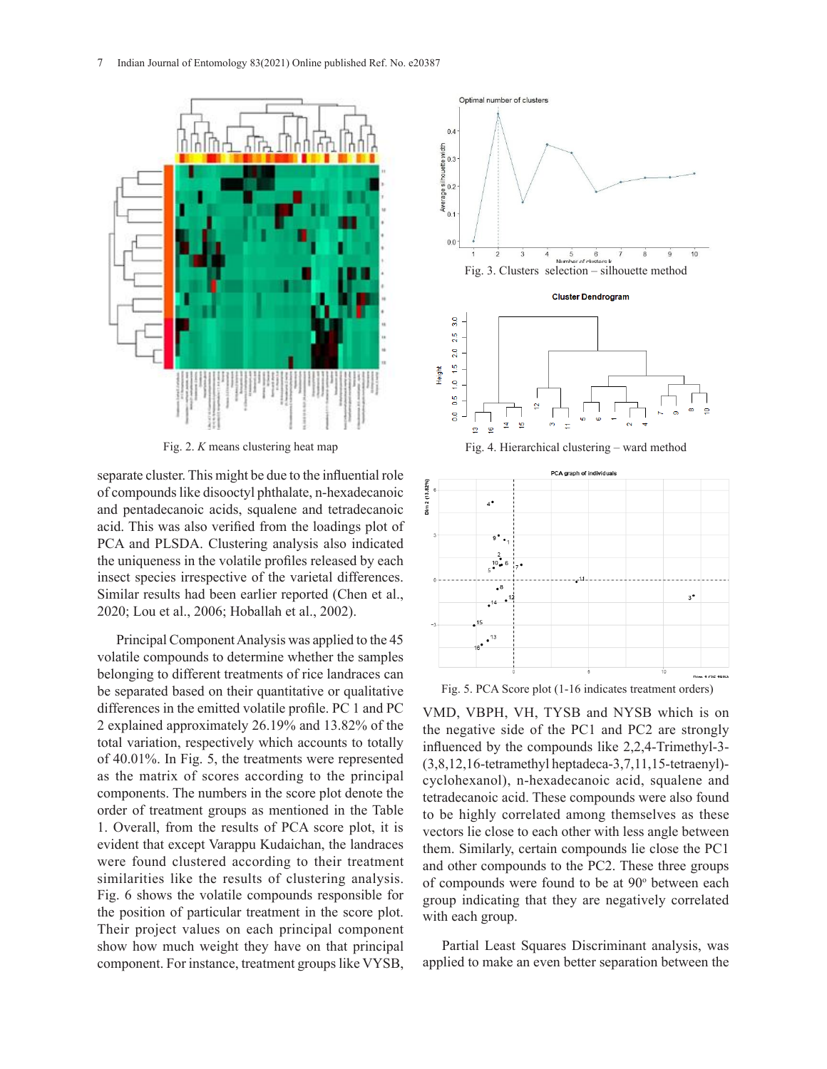Fig. 2. *K* means clustering heat map

Fig. 3. Clusters selection – silhouette method

Fig. 4. Hierarchical clustering – ward method

Fig. 5. PCA Score plot (1-16 indicates treatment orders)

separate cluster. This might be due to the influential role of compounds like disooctyl phthalate, n-hexadecanoic and pentadecanoic acids, squalene and tetradecanoic acid. This was also verified from the loadings plot of PCA and PLSDA. Clustering analysis also indicated the uniqueness in the volatile profiles released by each insect species irrespective of the varietal differences. Similar results had been earlier reported (Chen et al., 2020; Lou et al., 2006; Hoballah et al., 2002).

Principal Component Analysis was applied to the 45 volatile compounds to determine whether the samples belonging to different treatments of rice landraces can be separated based on their quantitative or qualitative differences in the emitted volatile profile. PC 1 and PC 2 explained approximately 26.19% and 13.82% of the total variation, respectively which accounts to totally of 40.01%. In Fig. 5, the treatments were represented as the matrix of scores according to the principal components. The numbers in the score plot denote the order of treatment groups as mentioned in the Table 1. Overall, from the results of PCA score plot, it is evident that except Varappu Kudaichan, the landraces were found clustered according to their treatment similarities like the results of clustering analysis. Fig. 6 shows the volatile compounds responsible for the position of particular treatment in the score plot. Their project values on each principal component show how much weight they have on that principal component. For instance, treatment groups like VYSB, VMD, VBPH, VH, TYSB and NYSB which is on the negative side of the PC1 and PC2 are strongly influenced by the compounds like 2,2,4-Trimethyl-3-(3,8,12,16-tetramethyl heptadeca-3,7,11,15-tetraenyl)-cyclohexanol), n-hexadecanoic acid, squalene and tetradecanoic acid. These compounds were also found to be highly correlated among themselves as these vectors lie close to each other with less angle between them. Similarly, certain compounds lie close the PC1 and other compounds to the PC2. These three groups of compounds were found to be at 90$^{o}$ between each group indicating that they are negatively correlated with each group.

Partial Least Squares Discriminant analysis, was applied to make an even better separation between the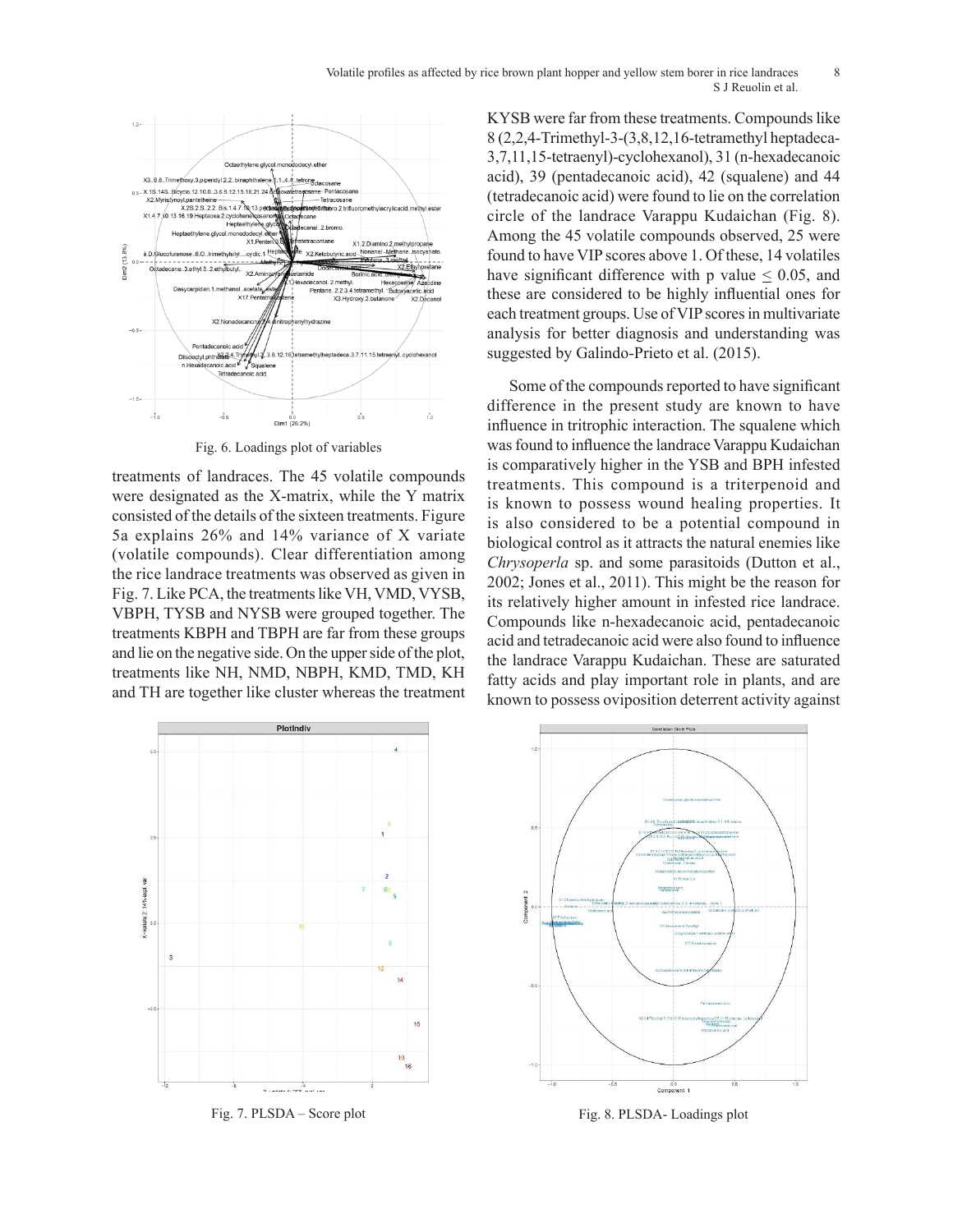Fig. 6. Loadings plot of variables

treatments of landraces. The 45 volatile compounds were designated as the X-matrix, while the Y matrix consisted of the details of the sixteen treatments. Figure 5a explains 26% and 14% variance of X variate (volatile compounds). Clear differentiation among the rice landrace treatments was observed as given in Fig. 7. Like PCA, the treatments like VH, VMD, VYSB, VBPH, TYSB and NYSB were grouped together. The treatments KBPH and TBPH are far from these groups and lie on the negative side. On the upper side of the plot, treatments like NH, NMD, NBPH, KMD, TMD, KH and TH are together like cluster whereas the treatment KYSB were far from these treatments. Compounds like 8 (2,2,4-Trimethyl-3-(3,8,12,16-tetramethyl heptadeca-3,7,11,15-tetraenyl)-cyclohexanol), 31 (n-hexadecanoic acid), 39 (pentadecanoic acid), 42 (squalene) and 44 (tetradecanoic acid) were found to lie on the correlation circle of the landrace Varappu Kudaichan (Fig. 8). Among the 45 volatile compounds observed, 25 were found to have VIP scores above 1. Of these, 14 volatiles have significant difference with p value $\leq$ 0.05, and these are considered to be highly influential ones for each treatment groups. Use of VIP scores in multivariate analysis for better diagnosis and understanding was suggested by Galindo-Prieto et al. (2015).

Some of the compounds reported to have significant difference in the present study are known to have influence in tritrophic interaction. The squalene which was found to influence the landrace Varappu Kudaichan is comparatively higher in the YSB and BPH infested treatments. This compound is a triterpenoid and is known to possess wound healing properties. It is also considered to be a potential compound in biological control as it attracts the natural enemies like *Chrysoperla* sp. and some parasitoids (Dutton et al., 2002; Jones et al., 2011). This might be the reason for its relatively higher amount in infested rice landrace. Compounds like n-hexadecanoic acid, pentadecanoic acid and tetradecanoic acid were also found to influence the landrace Varappu Kudaichan. These are saturated fatty acids and play important role in plants, and are known to possess oviposition deterrent activity against

Fig. 7. PLSDA – Score plot

Fig. 8. PLSDA- Loadings plot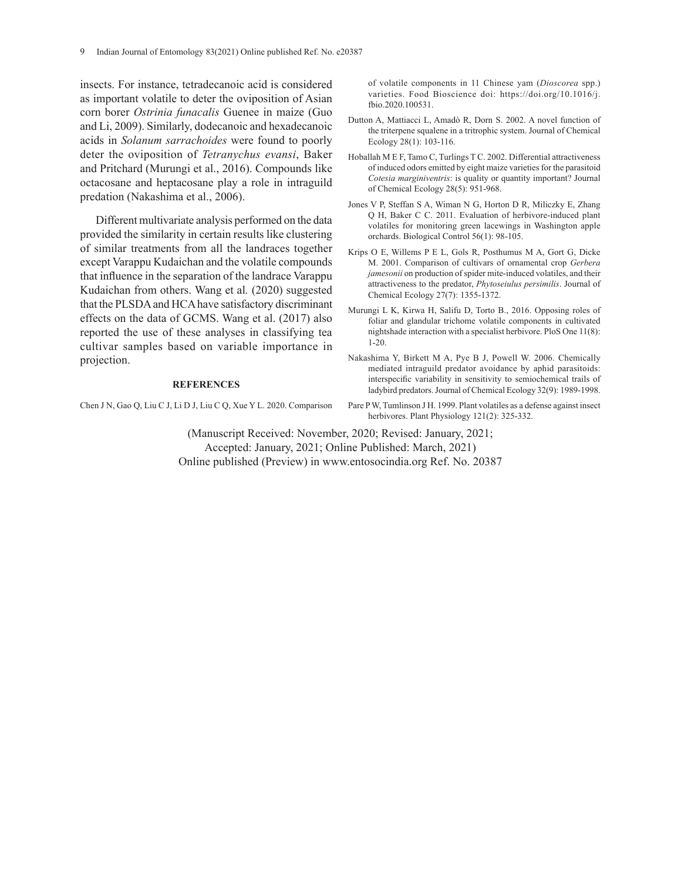insects. For instance, tetradecanoic acid is considered as important volatile to deter the oviposition of Asian corn borer *Ostrinia funacalis* Guenee in maize (Guo and Li, 2009). Similarly, dodecanoic and hexadecanoic acids in *Solanum sarrachoides* were found to poorly deter the oviposition of *Tetranychus evansi*, Baker and Pritchard (Murungi et al., 2016). Compounds like octacosane and heptacosane play a role in intraguild predation (Nakashima et al., 2006).

Different multivariate analysis performed on the data provided the similarity in certain results like clustering of similar treatments from all the landraces together except Varappu Kudaichan and the volatile compounds that influence in the separation of the landrace Varappu Kudaichan from others. Wang et al. (2020) suggested that the PLSDA and HCA have satisfactory discriminant effects on the data of GCMS. Wang et al. (2017) also reported the use of these analyses in classifying tea cultivar samples based on variable importance in projection.

## REFERENCES

Chen J N, Gao Q, Liu C J, Li D J, Liu C Q, Xue Y L. 2020. Comparison of volatile components in 11 Chinese yam (*Dioscorea* spp.) varieties. Food Bioscience doi: https://doi.org/10.1016/j.fbio.2020.100531.

Dutton A, Mattiacci L, Amadò R, Dorn S. 2002. A novel function of the triterpene squalene in a tritrophic system. Journal of Chemical Ecology 28(1): 103-116.

Hoballah M E F, Tamo C, Turlings T C. 2002. Differential attractiveness of induced odors emitted by eight maize varieties for the parasitoid *Cotesia marginiventris*: is quality or quantity important? Journal of Chemical Ecology 28(5): 951-968.

Jones V P, Steffan S A, Wiman N G, Horton D R, Miliczky E, Zhang Q H, Baker C C. 2011. Evaluation of herbivore-induced plant volatiles for monitoring green lacewings in Washington apple orchards. Biological Control 56(1): 98-105.

Krips O E, Willems P E L, Gols R, Posthumus M A, Gort G, Dicke M. 2001. Comparison of cultivars of ornamental crop *Gerbera jamesonii* on production of spider mite-induced volatiles, and their attractiveness to the predator, *Phytoseiulus persimilis*. Journal of Chemical Ecology 27(7): 1355-1372.

Murungi L K, Kirwa H, Salifu D, Torto B., 2016. Opposing roles of foliar and glandular trichome volatile components in cultivated nightshade interaction with a specialist herbivore. PloS One 11(8): 1-20.

Nakashima Y, Birkett M A, Pye B J, Powell W. 2006. Chemically mediated intraguild predator avoidance by aphid parasitoids: interspecific variability in sensitivity to semiochemical trails of ladybird predators. Journal of Chemical Ecology 32(9): 1989-1998.

Pare P W, Tumlinson J H. 1999. Plant volatiles as a defense against insect herbivores. Plant Physiology 121(2): 325-332.

(Manuscript Received: November, 2020; Revised: January, 2021; Accepted: January, 2021; Online Published: March, 2021)
Online published (Preview) in www.entosocindia.org Ref. No. 20387